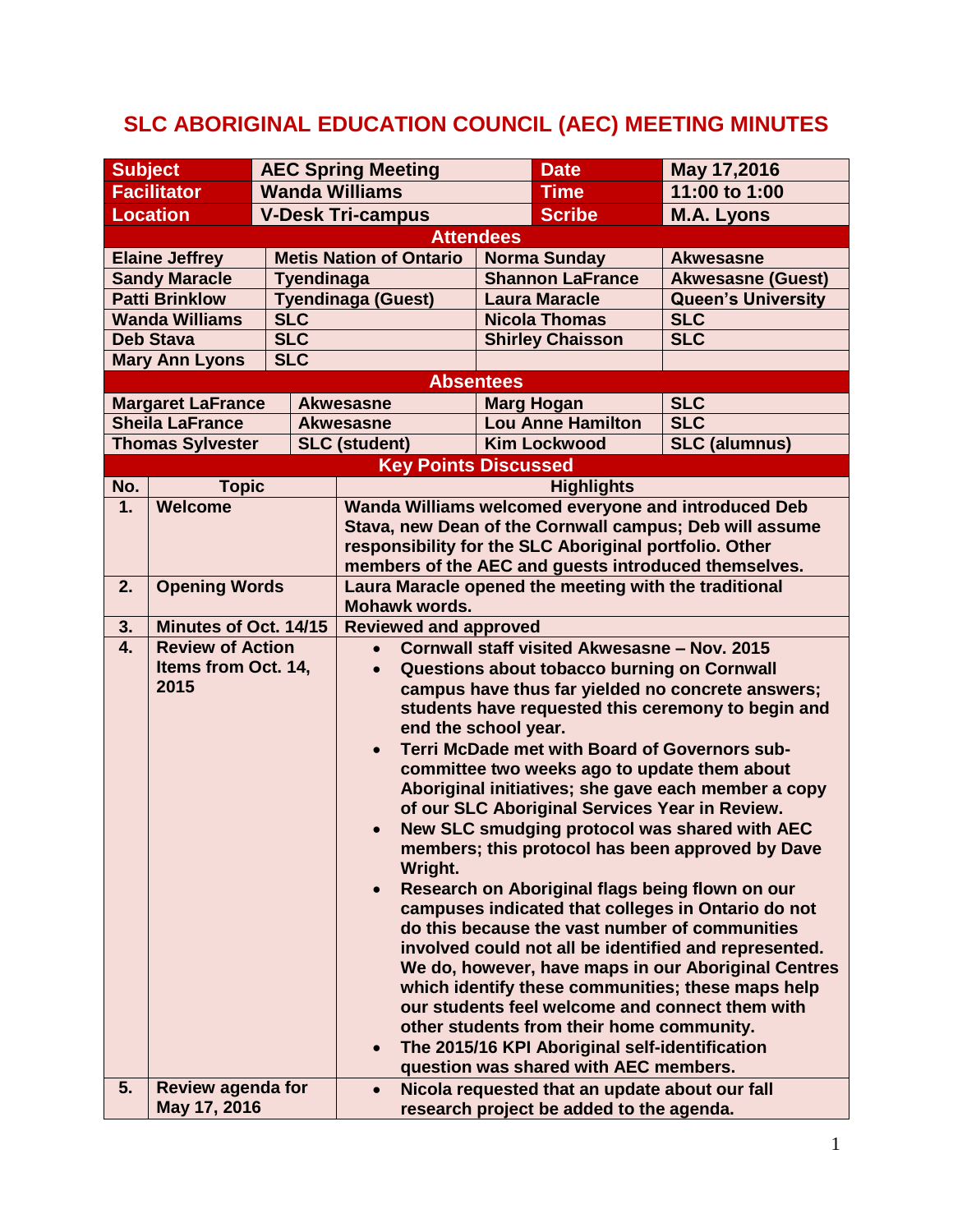# SLC ABORIGINAL EDUCATION COUNCIL (AEC) MEETING MINUTES

| Subject | AEC Spring Meeting | Date | May 17,2016 |
|---|---|---|---|
| Facilitator | Wanda Williams | Time | 11:00 to 1:00 |
| Location | V-Desk Tri-campus | Scribe | M.A. Lyons |

**Attendees**

| | | | |
|---|---|---|---|
| Elaine Jeffrey | Metis Nation of Ontario | Norma Sunday | Akwesasne |
| Sandy Maracle | Tyendinaga | Shannon LaFrance | Akwesasne (Guest) |
| Patti Brinklow | Tyendinaga (Guest) | Laura Maracle | Queen's University |
| Wanda Williams | SLC | Nicola Thomas | SLC |
| Deb Stava | SLC | Shirley Chaisson | SLC |
| Mary Ann Lyons | SLC | | |

**Absentees**

| | | | |
|---|---|---|---|
| Margaret LaFrance | Akwesasne | Marg Hogan | SLC |
| Sheila LaFrance | Akwesasne | Lou Anne Hamilton | SLC |
| Thomas Sylvester | SLC (student) | Kim Lockwood | SLC (alumnus) |

**Key Points Discussed**

| No. | Topic | Highlights |
|---|---|---|
| 1. | Welcome | Wanda Williams welcomed everyone and introduced Deb Stava, new Dean of the Cornwall campus; Deb will assume responsibility for the SLC Aboriginal portfolio. Other members of the AEC and guests introduced themselves. |
| 2. | Opening Words | Laura Maracle opened the meeting with the traditional Mohawk words. |
| 3. | Minutes of Oct. 14/15 | Reviewed and approved |
| 4. | Review of Action Items from Oct. 14, 2015 | • Cornwall staff visited Akwesasne – Nov. 2015<br>• Questions about tobacco burning on Cornwall campus have thus far yielded no concrete answers; students have requested this ceremony to begin and end the school year.<br>• Terri McDade met with Board of Governors sub-committee two weeks ago to update them about Aboriginal initiatives; she gave each member a copy of our SLC Aboriginal Services Year in Review.<br>• New SLC smudging protocol was shared with AEC members; this protocol has been approved by Dave Wright.<br>• Research on Aboriginal flags being flown on our campuses indicated that colleges in Ontario do not do this because the vast number of communities involved could not all be identified and represented. We do, however, have maps in our Aboriginal Centres which identify these communities; these maps help our students feel welcome and connect them with other students from their home community.<br>• The 2015/16 KPI Aboriginal self-identification question was shared with AEC members. |
| 5. | Review agenda for May 17, 2016 | • Nicola requested that an update about our fall research project be added to the agenda. |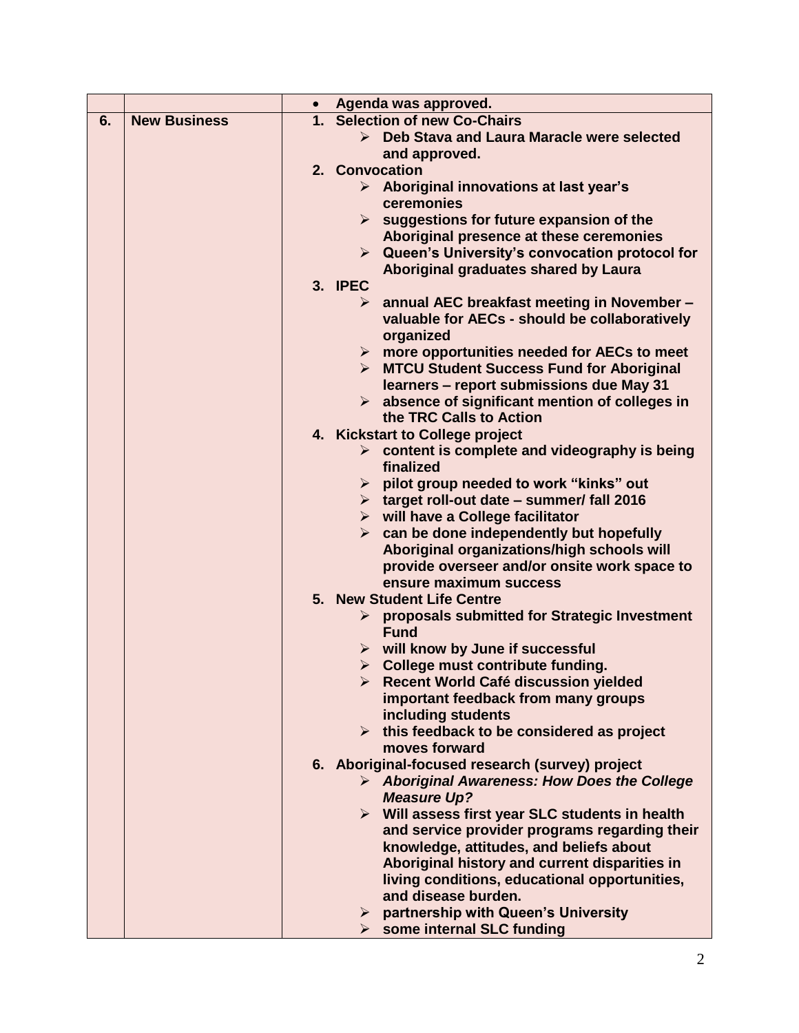| | | |
|---|---|---|
| | | • **Agenda was approved.** |
| **6.** | **New Business** | **1. Selection of new Co-Chairs**<br>➢ **Deb Stava and Laura Maracle were selected and approved.**<br>**2. Convocation**<br>➢ **Aboriginal innovations at last year's ceremonies**<br>➢ **suggestions for future expansion of the Aboriginal presence at these ceremonies**<br>➢ **Queen's University's convocation protocol for Aboriginal graduates shared by Laura**<br>**3. IPEC**<br>➢ **annual AEC breakfast meeting in November – valuable for AECs - should be collaboratively organized**<br>➢ **more opportunities needed for AECs to meet**<br>➢ **MTCU Student Success Fund for Aboriginal learners – report submissions due May 31**<br>➢ **absence of significant mention of colleges in the TRC Calls to Action**<br>**4. Kickstart to College project**<br>➢ **content is complete and videography is being finalized**<br>➢ **pilot group needed to work "kinks" out**<br>➢ **target roll-out date – summer/ fall 2016**<br>➢ **will have a College facilitator**<br>➢ **can be done independently but hopefully Aboriginal organizations/high schools will provide overseer and/or onsite work space to ensure maximum success**<br>**5. New Student Life Centre**<br>➢ **proposals submitted for Strategic Investment Fund**<br>➢ **will know by June if successful**<br>➢ **College must contribute funding.**<br>➢ **Recent World Café discussion yielded important feedback from many groups including students**<br>➢ **this feedback to be considered as project moves forward**<br>**6. Aboriginal-focused research (survey) project**<br>➢ ***Aboriginal Awareness: How Does the College Measure Up?***<br>➢ **Will assess first year SLC students in health and service provider programs regarding their knowledge, attitudes, and beliefs about Aboriginal history and current disparities in living conditions, educational opportunities, and disease burden.**<br>➢ **partnership with Queen's University**<br>➢ **some internal SLC funding** |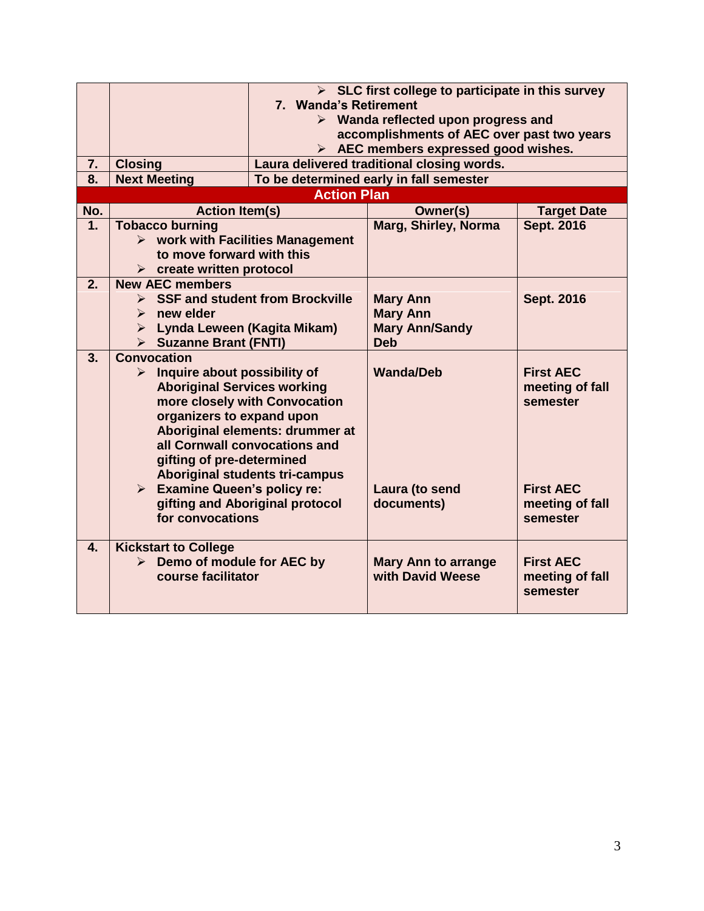| | | |
|---|---|---|
| | | ➢ SLC first college to participate in this survey<br>7. Wanda's Retirement<br>➢ Wanda reflected upon progress and accomplishments of AEC over past two years<br>➢ AEC members expressed good wishes. |
| 7. | Closing | Laura delivered traditional closing words. |
| 8. | Next Meeting | To be determined early in fall semester |

**Action Plan**

| No. | Action Item(s) | Owner(s) | Target Date |
|---|---|---|---|
| 1. | **Tobacco burning**<br>➢ work with Facilities Management to move forward with this<br>➢ create written protocol | Marg, Shirley, Norma | Sept. 2016 |
| 2. | **New AEC members**<br>➢ SSF and student from Brockville<br>➢ new elder<br>➢ Lynda Leween (Kagita Mikam)<br>➢ Suzanne Brant (FNTI) | Mary Ann<br>Mary Ann<br>Mary Ann/Sandy<br>Deb | Sept. 2016 |
| 3. | **Convocation**<br>➢ Inquire about possibility of Aboriginal Services working more closely with Convocation organizers to expand upon Aboriginal elements: drummer at all Cornwall convocations and gifting of pre-determined Aboriginal students tri-campus<br>➢ Examine Queen's policy re: gifting and Aboriginal protocol for convocations | Wanda/Deb<br><br>Laura (to send documents) | First AEC meeting of fall semester<br><br>First AEC meeting of fall semester |
| 4. | **Kickstart to College**<br>➢ Demo of module for AEC by course facilitator | Mary Ann to arrange with David Weese | First AEC meeting of fall semester |